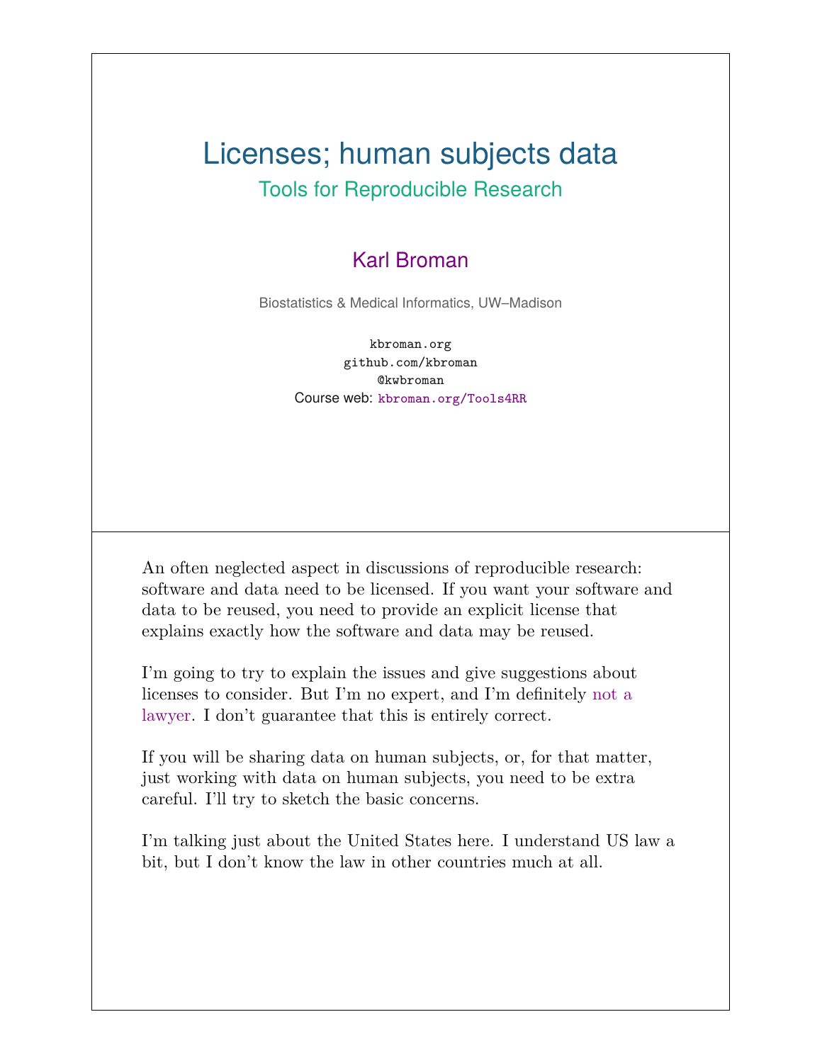# Licenses; human subjects data

## Tools for Reproducible Research

Karl Broman

Biostatistics & Medical Informatics, UW–Madison

kbroman.org
github.com/kbroman
@kwbroman
Course web: kbroman.org/Tools4RR

---

An often neglected aspect in discussions of reproducible research: software and data need to be licensed. If you want your software and data to be reused, you need to provide an explicit license that explains exactly how the software and data may be reused.

I'm going to try to explain the issues and give suggestions about licenses to consider. But I'm no expert, and I'm definitely not a lawyer. I don't guarantee that this is entirely correct.

If you will be sharing data on human subjects, or, for that matter, just working with data on human subjects, you need to be extra careful. I'll try to sketch the basic concerns.

I'm talking just about the United States here. I understand US law a bit, but I don't know the law in other countries much at all.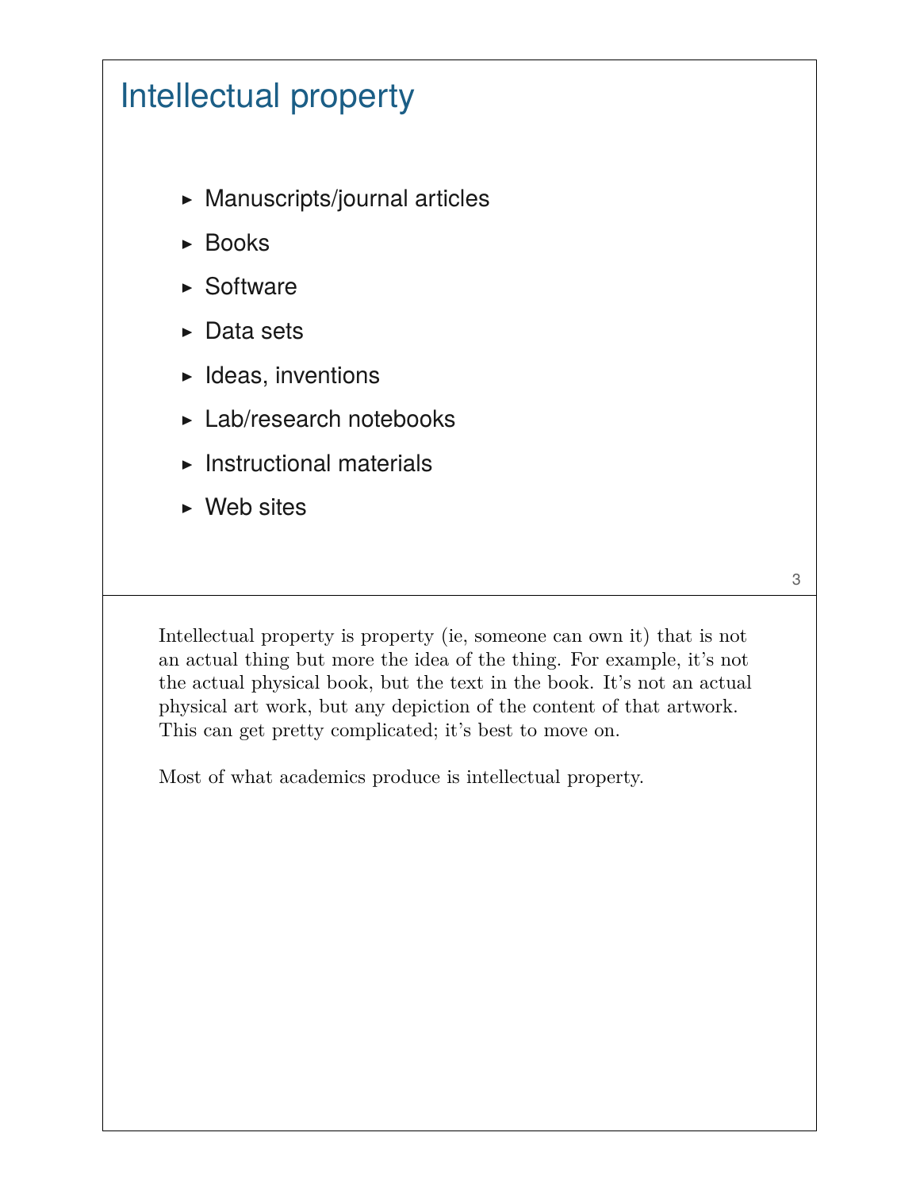# Intellectual property

- Manuscripts/journal articles
- Books
- Software
- Data sets
- Ideas, inventions
- Lab/research notebooks
- Instructional materials
- Web sites

Intellectual property is property (ie, someone can own it) that is not an actual thing but more the idea of the thing. For example, it's not the actual physical book, but the text in the book. It's not an actual physical art work, but any depiction of the content of that artwork. This can get pretty complicated; it's best to move on.

Most of what academics produce is intellectual property.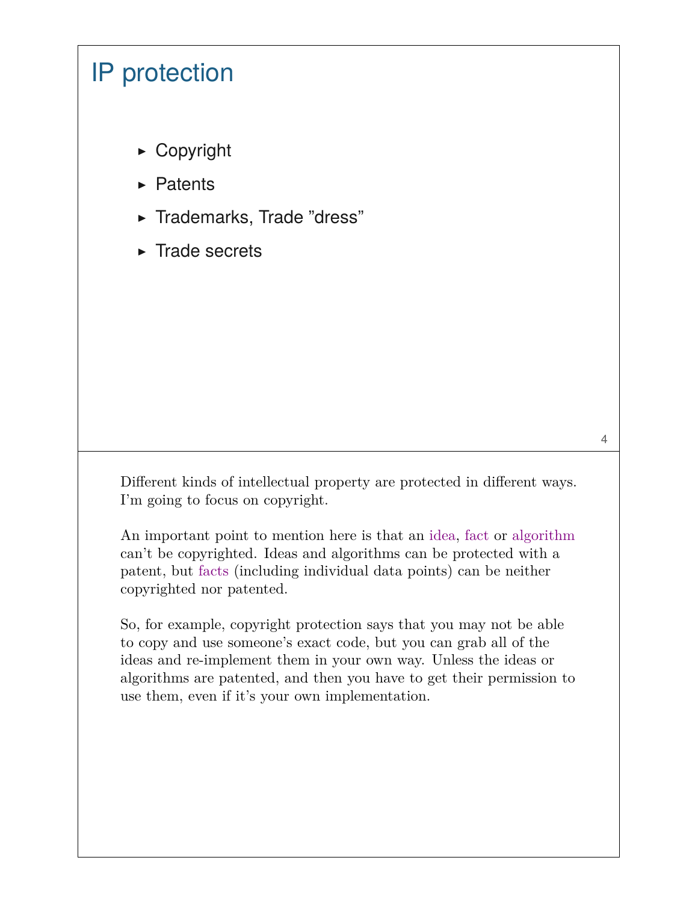# IP protection

- Copyright
- Patents
- Trademarks, Trade "dress"
- Trade secrets

Different kinds of intellectual property are protected in different ways. I'm going to focus on copyright.

An important point to mention here is that an idea, fact or algorithm can't be copyrighted. Ideas and algorithms can be protected with a patent, but facts (including individual data points) can be neither copyrighted nor patented.

So, for example, copyright protection says that you may not be able to copy and use someone's exact code, but you can grab all of the ideas and re-implement them in your own way. Unless the ideas or algorithms are patented, and then you have to get their permission to use them, even if it's your own implementation.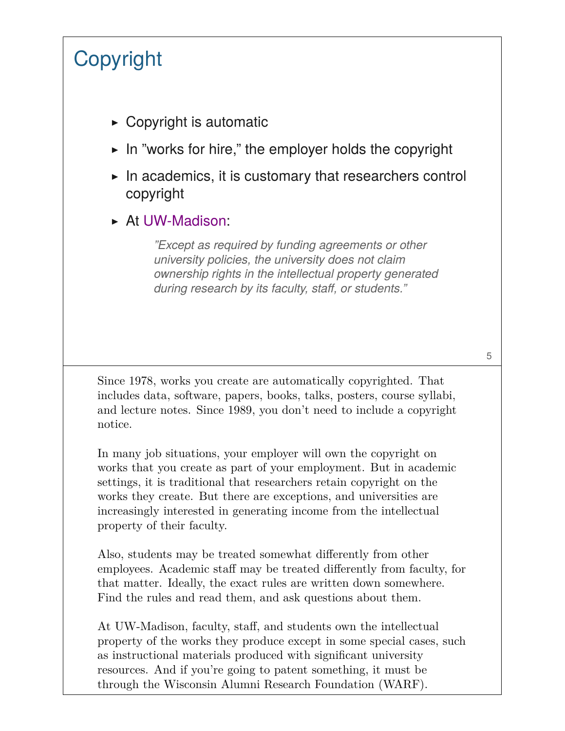## Copyright

- Copyright is automatic
- In ”works for hire,” the employer holds the copyright
- In academics, it is customary that researchers control copyright
- At UW-Madison:

> *”Except as required by funding agreements or other university policies, the university does not claim ownership rights in the intellectual property generated during research by its faculty, staff, or students.”*

Since 1978, works you create are automatically copyrighted. That includes data, software, papers, books, talks, posters, course syllabi, and lecture notes. Since 1989, you don't need to include a copyright notice.

In many job situations, your employer will own the copyright on works that you create as part of your employment. But in academic settings, it is traditional that researchers retain copyright on the works they create. But there are exceptions, and universities are increasingly interested in generating income from the intellectual property of their faculty.

Also, students may be treated somewhat differently from other employees. Academic staff may be treated differently from faculty, for that matter. Ideally, the exact rules are written down somewhere. Find the rules and read them, and ask questions about them.

At UW-Madison, faculty, staff, and students own the intellectual property of the works they produce except in some special cases, such as instructional materials produced with significant university resources. And if you're going to patent something, it must be through the Wisconsin Alumni Research Foundation (WARF).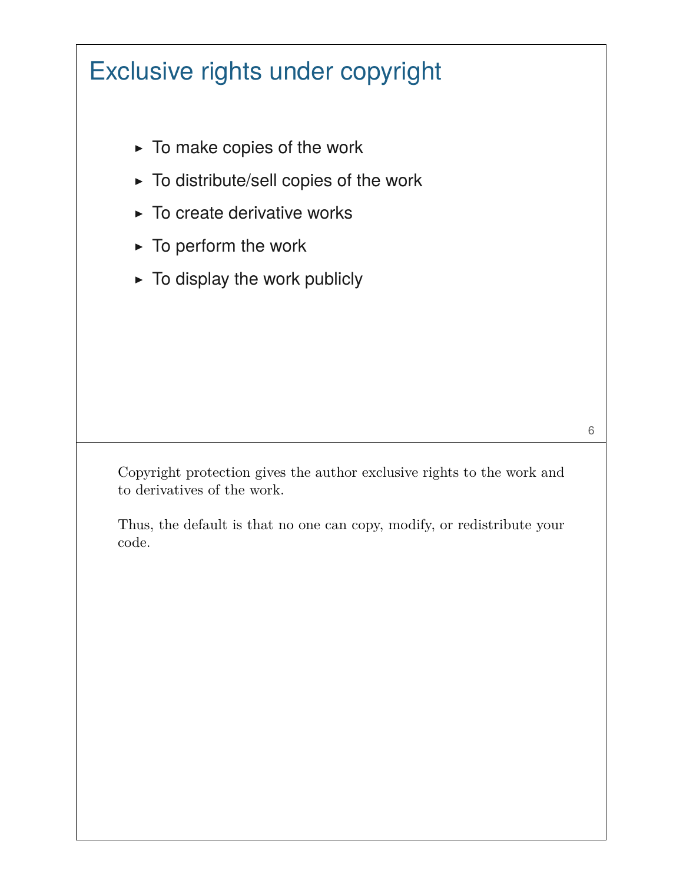## Exclusive rights under copyright

- To make copies of the work
- To distribute/sell copies of the work
- To create derivative works
- To perform the work
- To display the work publicly

Copyright protection gives the author exclusive rights to the work and to derivatives of the work.

Thus, the default is that no one can copy, modify, or redistribute your code.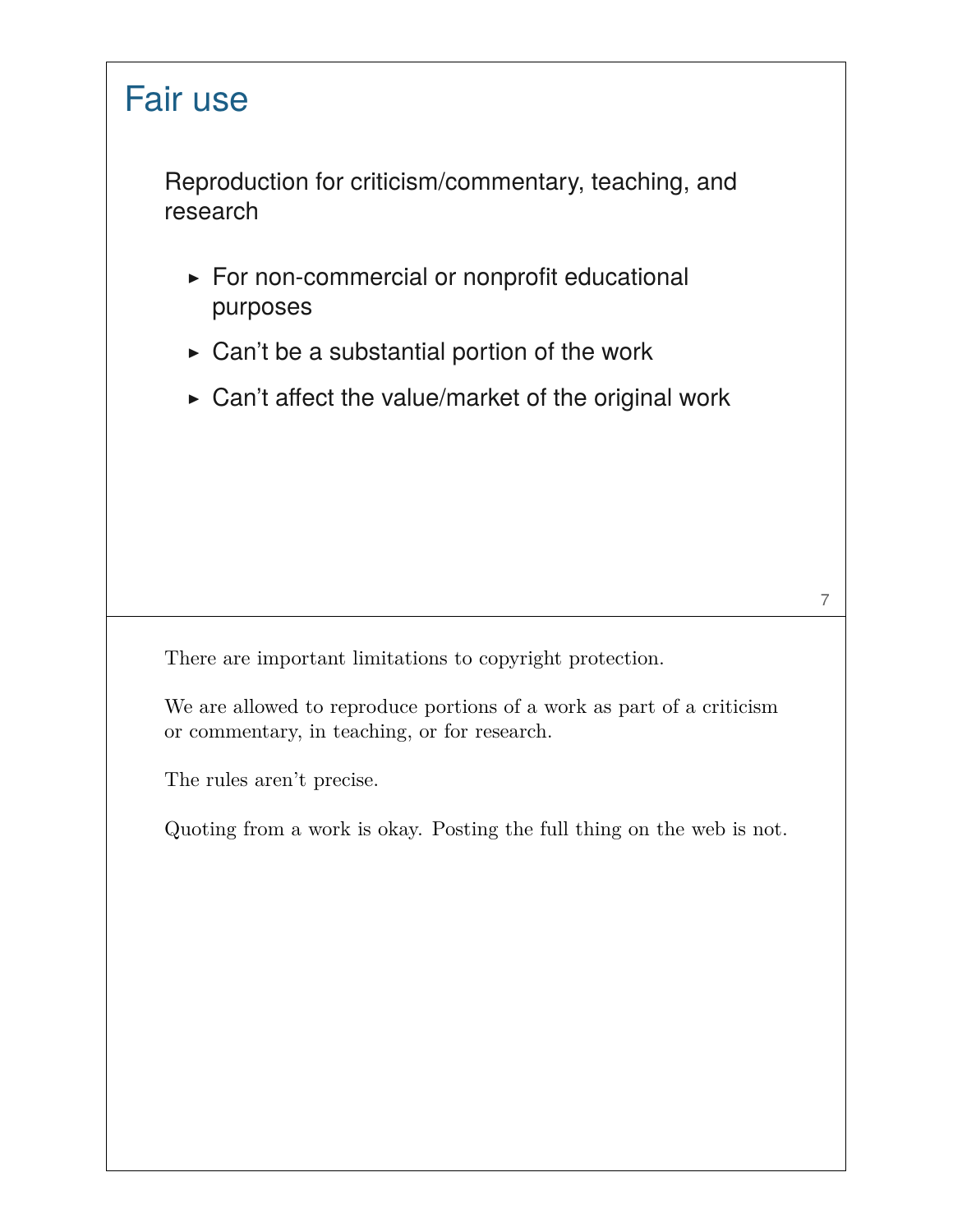## Fair use

Reproduction for criticism/commentary, teaching, and research

- For non-commercial or nonprofit educational purposes
- Can't be a substantial portion of the work
- Can't affect the value/market of the original work

There are important limitations to copyright protection.

We are allowed to reproduce portions of a work as part of a criticism or commentary, in teaching, or for research.

The rules aren't precise.

Quoting from a work is okay. Posting the full thing on the web is not.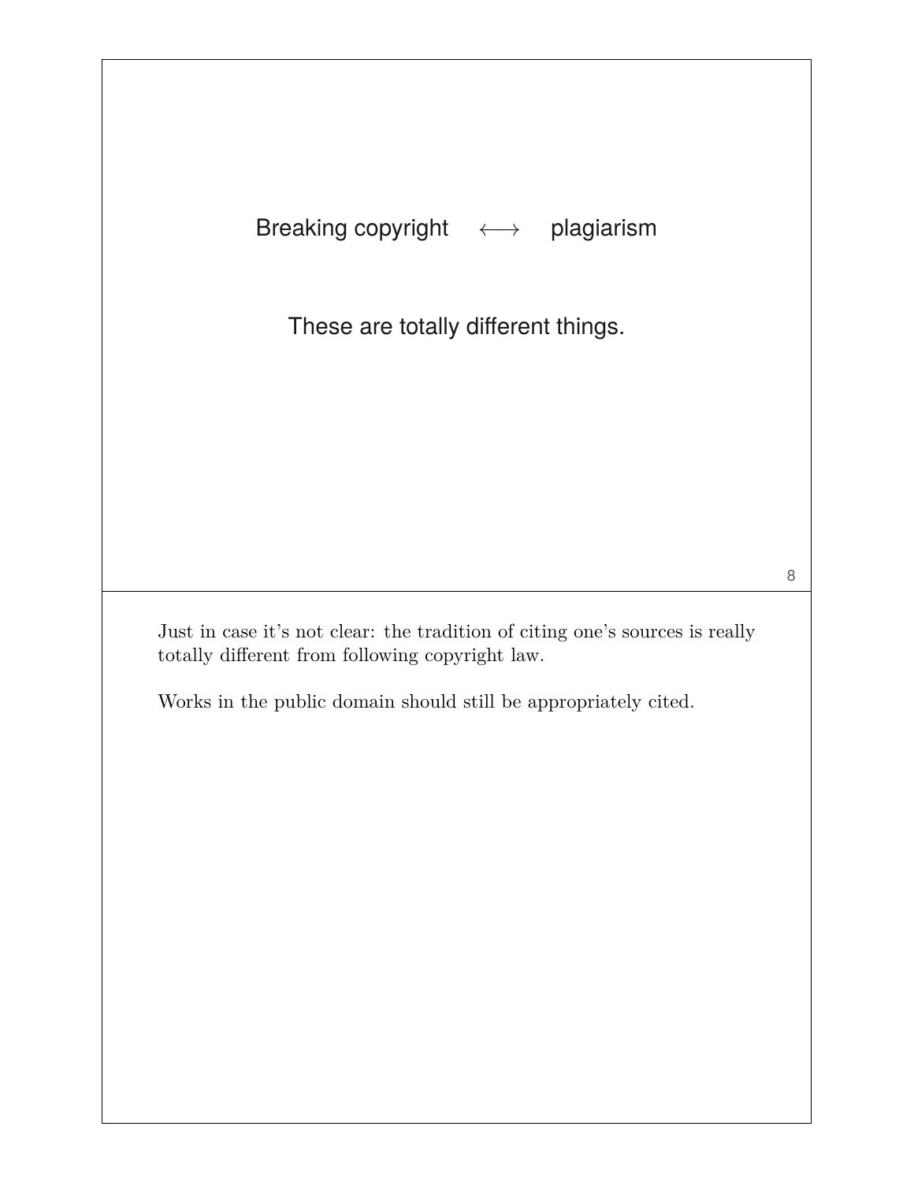Breaking copyright $\longleftrightarrow$ plagiarism

These are totally different things.

Just in case it's not clear: the tradition of citing one's sources is really totally different from following copyright law.

Works in the public domain should still be appropriately cited.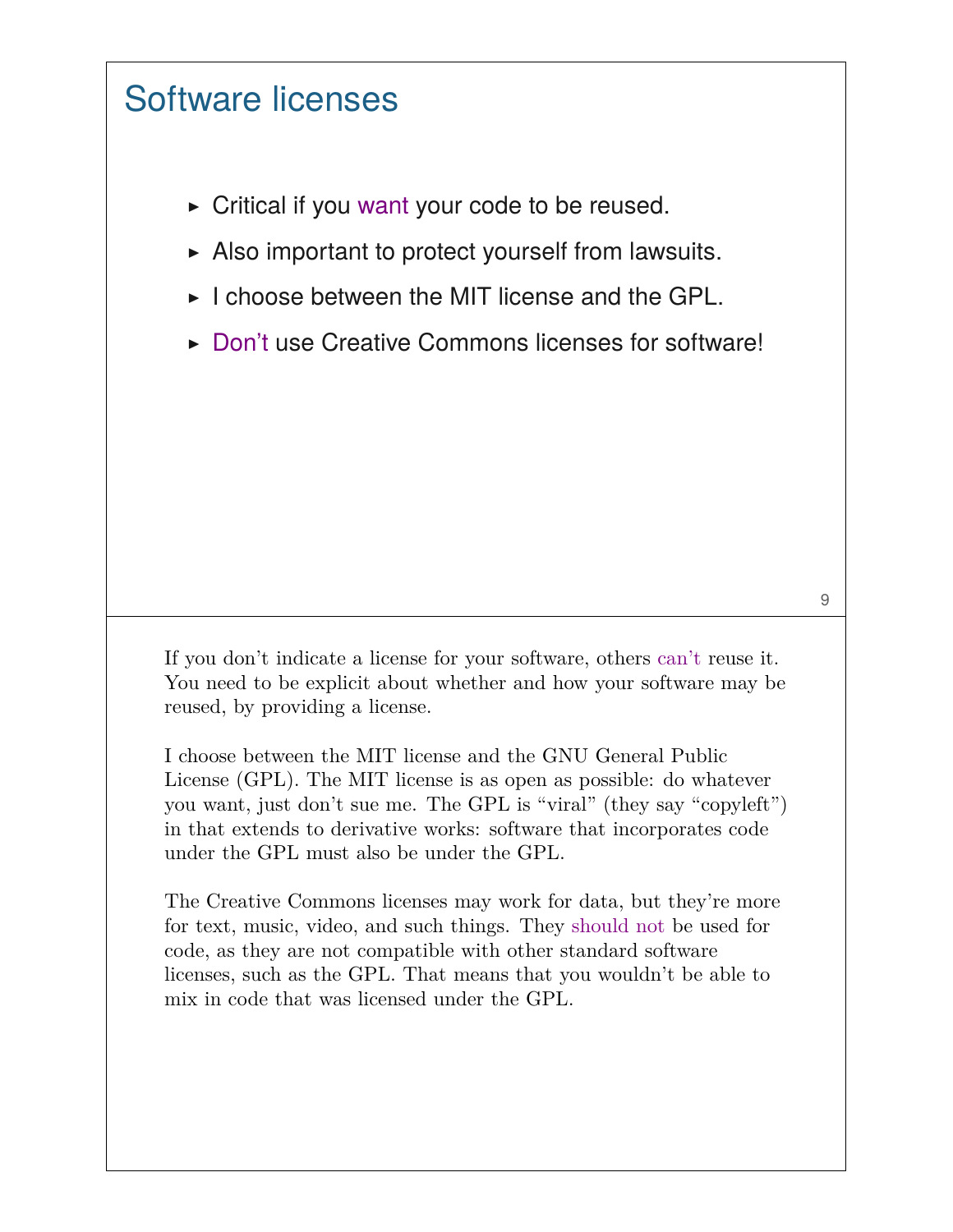# Software licenses

- Critical if you *want* your code to be reused.
- Also important to protect yourself from lawsuits.
- I choose between the MIT license and the GPL.
- *Don't* use Creative Commons licenses for software!

If you don't indicate a license for your software, others *can't* reuse it. You need to be explicit about whether and how your software may be reused, by providing a license.

I choose between the MIT license and the GNU General Public License (GPL). The MIT license is as open as possible: do whatever you want, just don't sue me. The GPL is "viral" (they say "copyleft") in that extends to derivative works: software that incorporates code under the GPL must also be under the GPL.

The Creative Commons licenses may work for data, but they're more for text, music, video, and such things. They *should not* be used for code, as they are not compatible with other standard software licenses, such as the GPL. That means that you wouldn't be able to mix in code that was licensed under the GPL.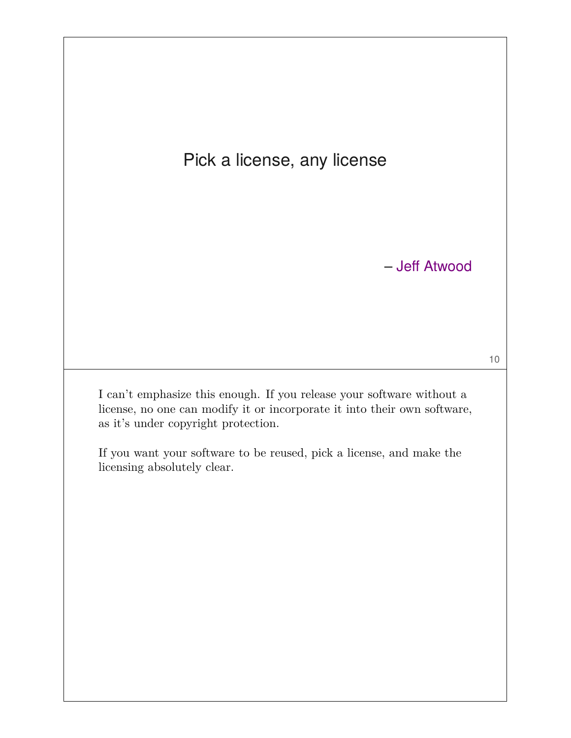> Pick a license, any license
>
> – Jeff Atwood

I can't emphasize this enough. If you release your software without a license, no one can modify it or incorporate it into their own software, as it's under copyright protection.

If you want your software to be reused, pick a license, and make the licensing absolutely clear.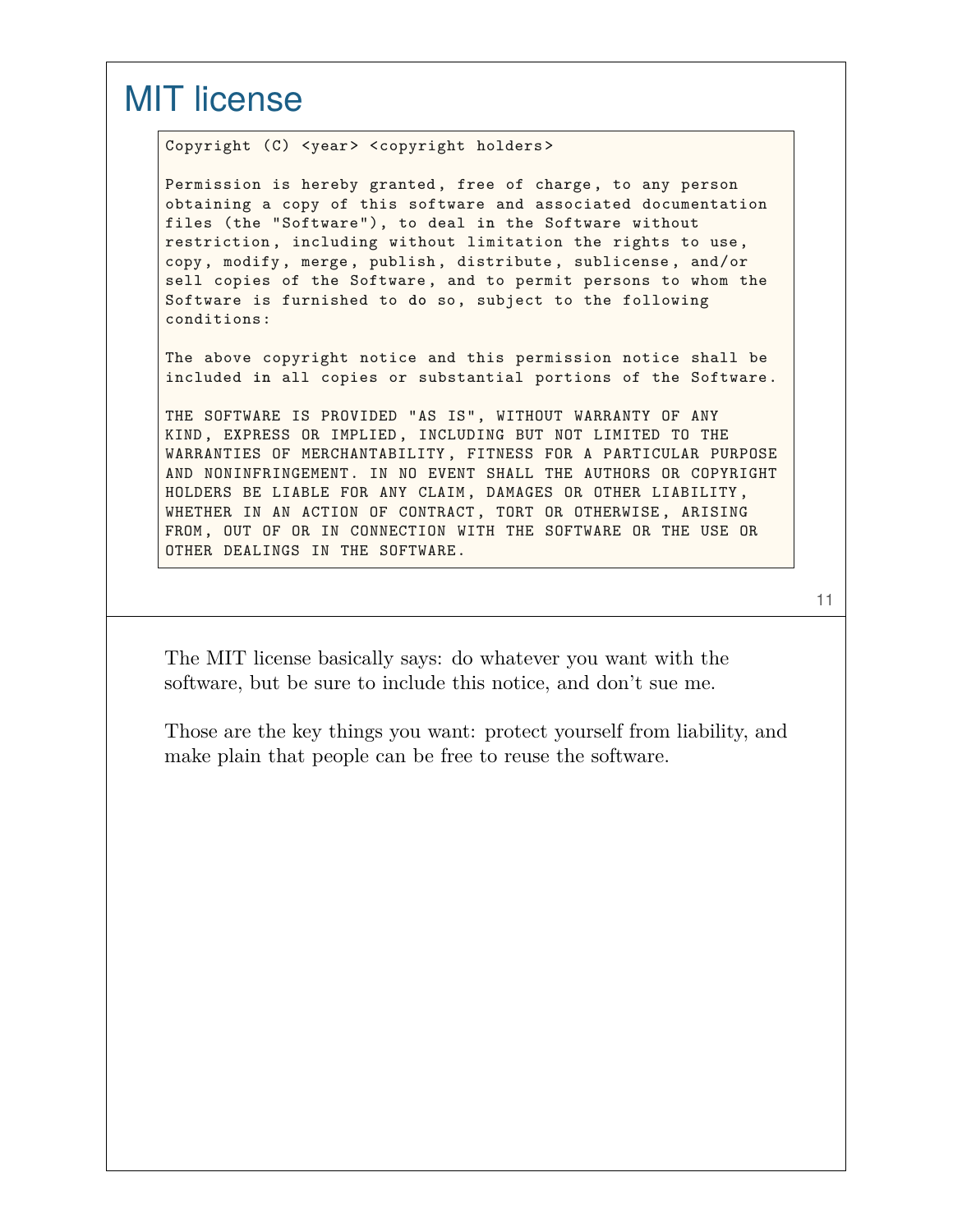# MIT license

```
Copyright (C) <year> <copyright holders>

Permission is hereby granted, free of charge, to any person
obtaining a copy of this software and associated documentation
files (the "Software"), to deal in the Software without
restriction, including without limitation the rights to use,
copy, modify, merge, publish, distribute, sublicense, and/or
sell copies of the Software, and to permit persons to whom the
Software is furnished to do so, subject to the following
conditions:

The above copyright notice and this permission notice shall be
included in all copies or substantial portions of the Software.

THE SOFTWARE IS PROVIDED "AS IS", WITHOUT WARRANTY OF ANY
KIND, EXPRESS OR IMPLIED, INCLUDING BUT NOT LIMITED TO THE
WARRANTIES OF MERCHANTABILITY, FITNESS FOR A PARTICULAR PURPOSE
AND NONINFRINGEMENT. IN NO EVENT SHALL THE AUTHORS OR COPYRIGHT
HOLDERS BE LIABLE FOR ANY CLAIM, DAMAGES OR OTHER LIABILITY,
WHETHER IN AN ACTION OF CONTRACT, TORT OR OTHERWISE, ARISING
FROM, OUT OF OR IN CONNECTION WITH THE SOFTWARE OR THE USE OR
OTHER DEALINGS IN THE SOFTWARE.
```

The MIT license basically says: do whatever you want with the software, but be sure to include this notice, and don't sue me.

Those are the key things you want: protect yourself from liability, and make plain that people can be free to reuse the software.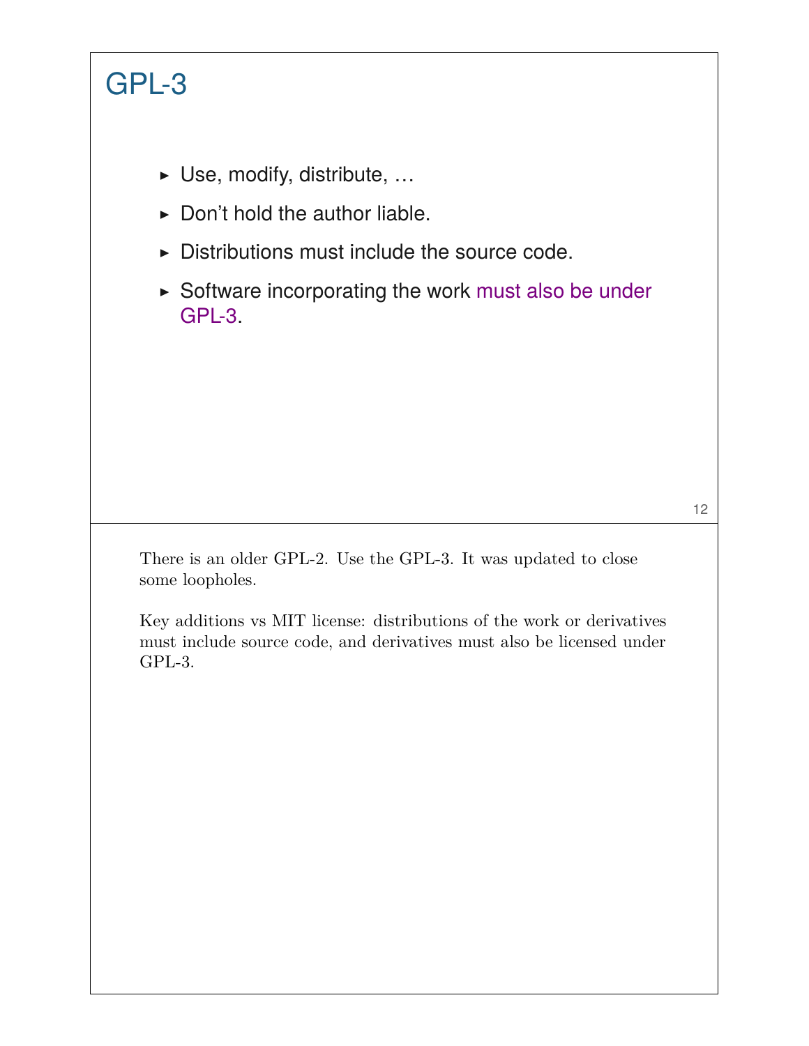# GPL-3

- Use, modify, distribute, …
- Don't hold the author liable.
- Distributions must include the source code.
- Software incorporating the work must also be under GPL-3.

There is an older GPL-2. Use the GPL-3. It was updated to close some loopholes.

Key additions vs MIT license: distributions of the work or derivatives must include source code, and derivatives must also be licensed under GPL-3.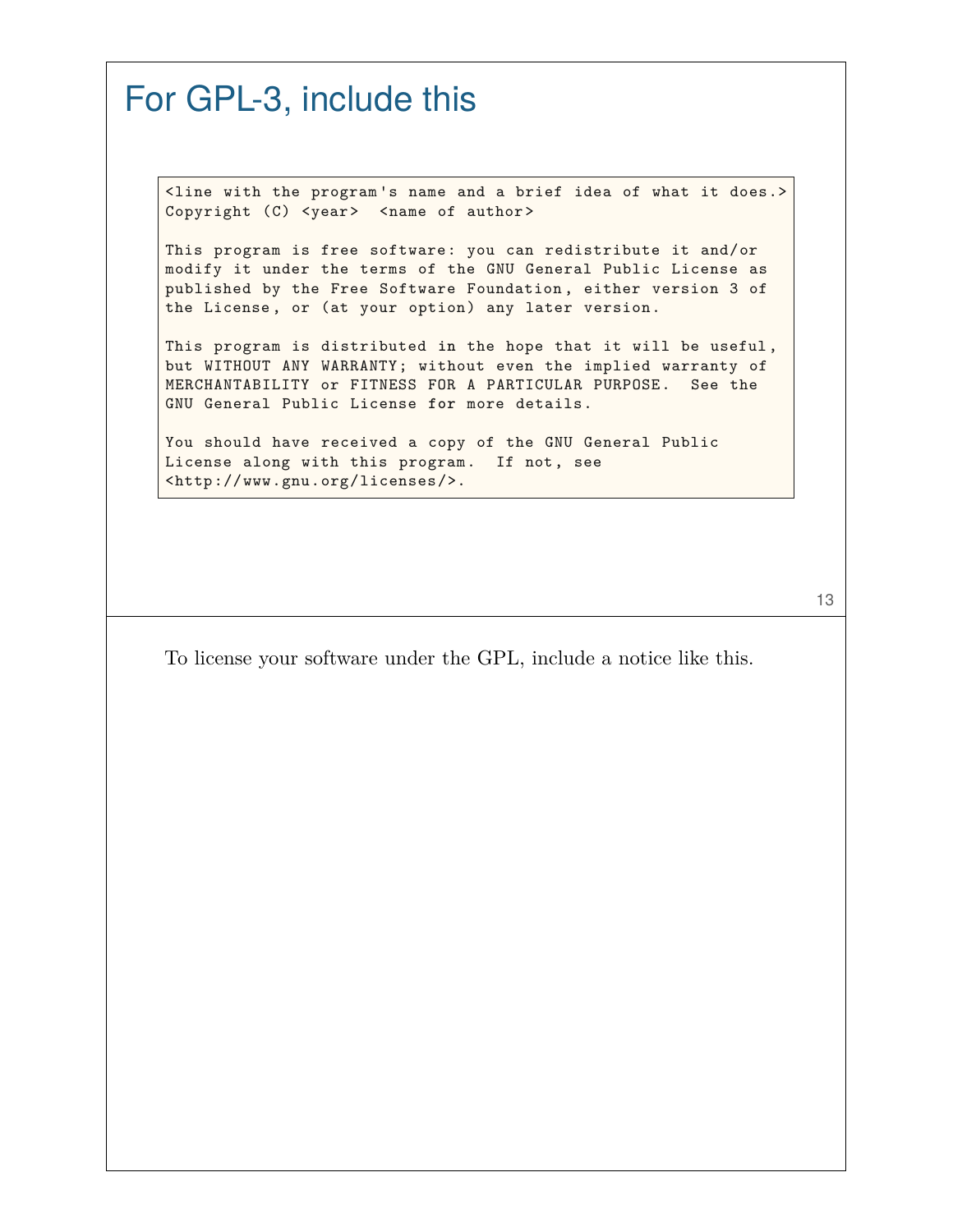# For GPL-3, include this

```
<line with the program's name and a brief idea of what it does.>
Copyright (C) <year>  <name of author>

This program is free software: you can redistribute it and/or
modify it under the terms of the GNU General Public License as
published by the Free Software Foundation, either version 3 of
the License, or (at your option) any later version.

This program is distributed in the hope that it will be useful,
but WITHOUT ANY WARRANTY; without even the implied warranty of
MERCHANTABILITY or FITNESS FOR A PARTICULAR PURPOSE.  See the
GNU General Public License for more details.

You should have received a copy of the GNU General Public
License along with this program.  If not, see
<http://www.gnu.org/licenses/>.
```

To license your software under the GPL, include a notice like this.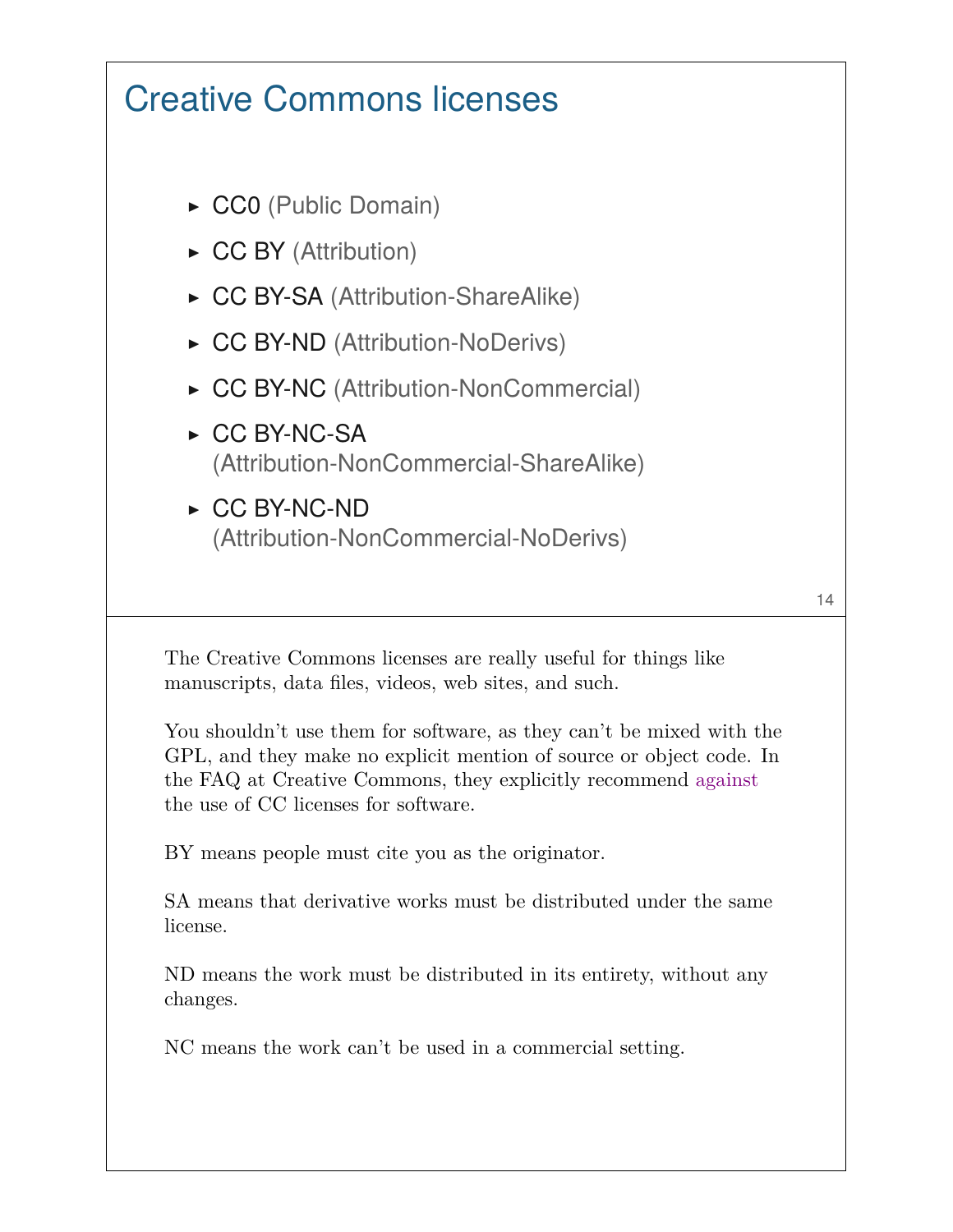# Creative Commons licenses

- CC0 (Public Domain)
- CC BY (Attribution)
- CC BY-SA (Attribution-ShareAlike)
- CC BY-ND (Attribution-NoDerivs)
- CC BY-NC (Attribution-NonCommercial)
- CC BY-NC-SA (Attribution-NonCommercial-ShareAlike)
- CC BY-NC-ND (Attribution-NonCommercial-NoDerivs)

The Creative Commons licenses are really useful for things like manuscripts, data files, videos, web sites, and such.

You shouldn't use them for software, as they can't be mixed with the GPL, and they make no explicit mention of source or object code. In the FAQ at Creative Commons, they explicitly recommend against the use of CC licenses for software.

BY means people must cite you as the originator.

SA means that derivative works must be distributed under the same license.

ND means the work must be distributed in its entirety, without any changes.

NC means the work can't be used in a commercial setting.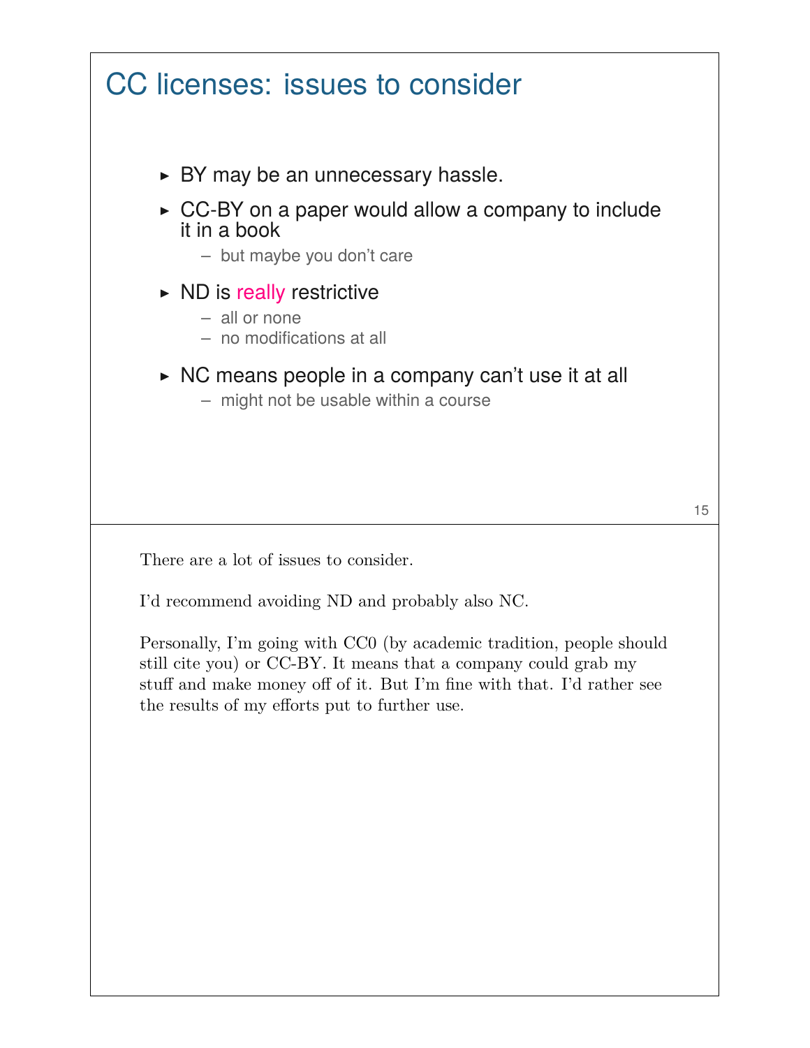# CC licenses: issues to consider

- BY may be an unnecessary hassle.
- CC-BY on a paper would allow a company to include it in a book
  - but maybe you don't care
- ND is really restrictive
  - all or none
  - no modifications at all
- NC means people in a company can't use it at all
  - might not be usable within a course

There are a lot of issues to consider.

I'd recommend avoiding ND and probably also NC.

Personally, I'm going with CC0 (by academic tradition, people should still cite you) or CC-BY. It means that a company could grab my stuff and make money off of it. But I'm fine with that. I'd rather see the results of my efforts put to further use.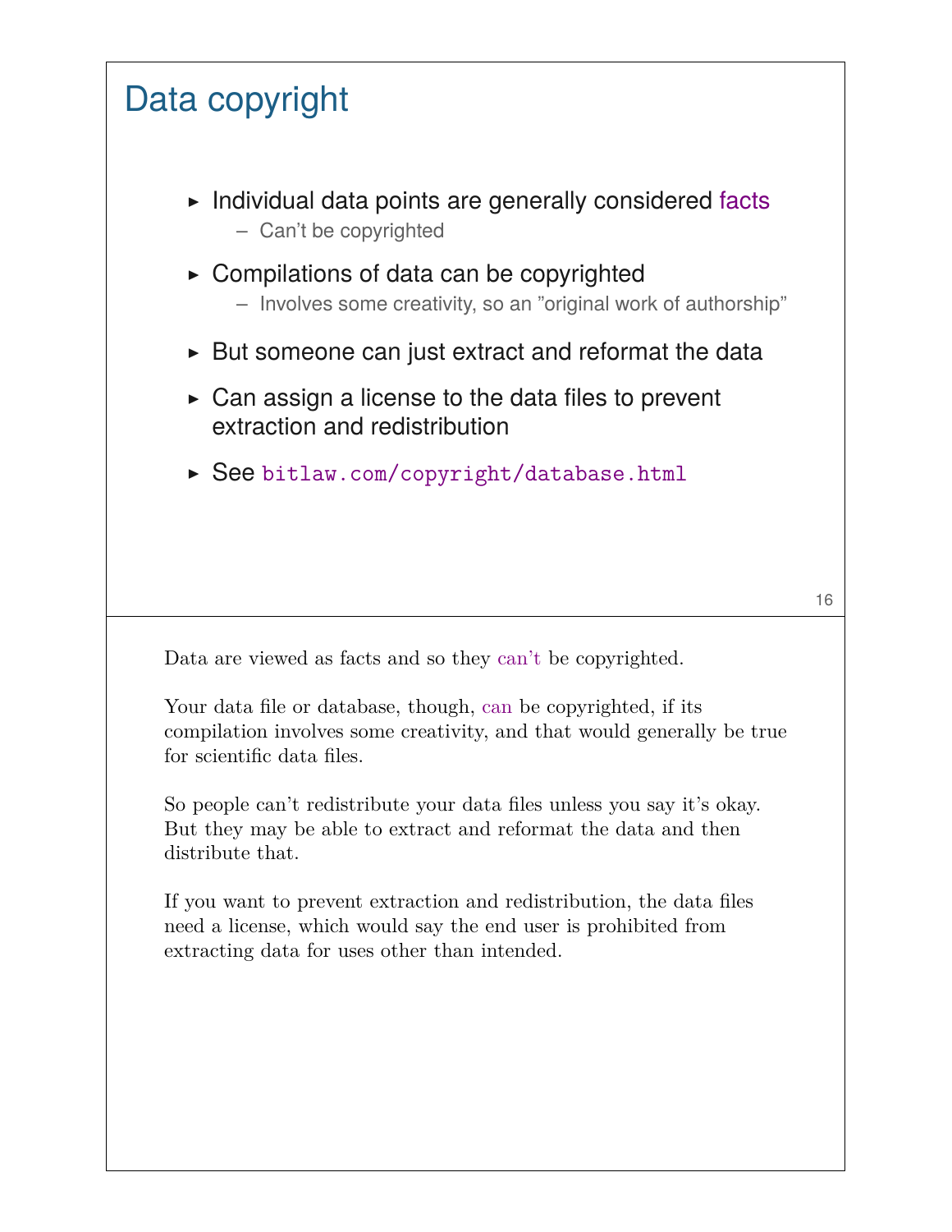# Data copyright

- Individual data points are generally considered facts
  - Can't be copyrighted
- Compilations of data can be copyrighted
  - Involves some creativity, so an "original work of authorship"
- But someone can just extract and reformat the data
- Can assign a license to the data files to prevent extraction and redistribution
- See `bitlaw.com/copyright/database.html`

Data are viewed as facts and so they can't be copyrighted.

Your data file or database, though, can be copyrighted, if its compilation involves some creativity, and that would generally be true for scientific data files.

So people can't redistribute your data files unless you say it's okay. But they may be able to extract and reformat the data and then distribute that.

If you want to prevent extraction and redistribution, the data files need a license, which would say the end user is prohibited from extracting data for uses other than intended.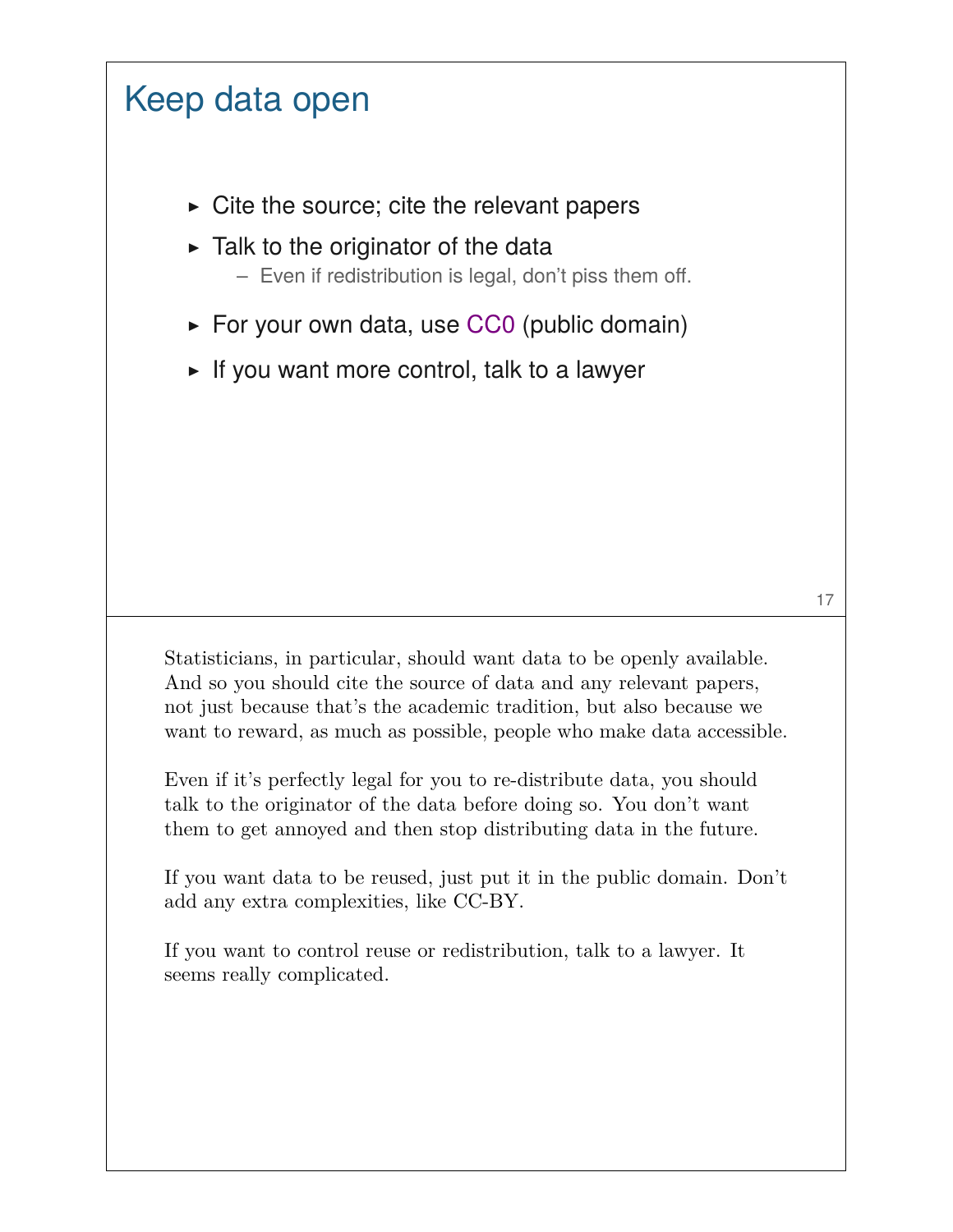## Keep data open

- Cite the source; cite the relevant papers
- Talk to the originator of the data
  - Even if redistribution is legal, don't piss them off.
- For your own data, use CC0 (public domain)
- If you want more control, talk to a lawyer

Statisticians, in particular, should want data to be openly available. And so you should cite the source of data and any relevant papers, not just because that's the academic tradition, but also because we want to reward, as much as possible, people who make data accessible.

Even if it's perfectly legal for you to re-distribute data, you should talk to the originator of the data before doing so. You don't want them to get annoyed and then stop distributing data in the future.

If you want data to be reused, just put it in the public domain. Don't add any extra complexities, like CC-BY.

If you want to control reuse or redistribution, talk to a lawyer. It seems really complicated.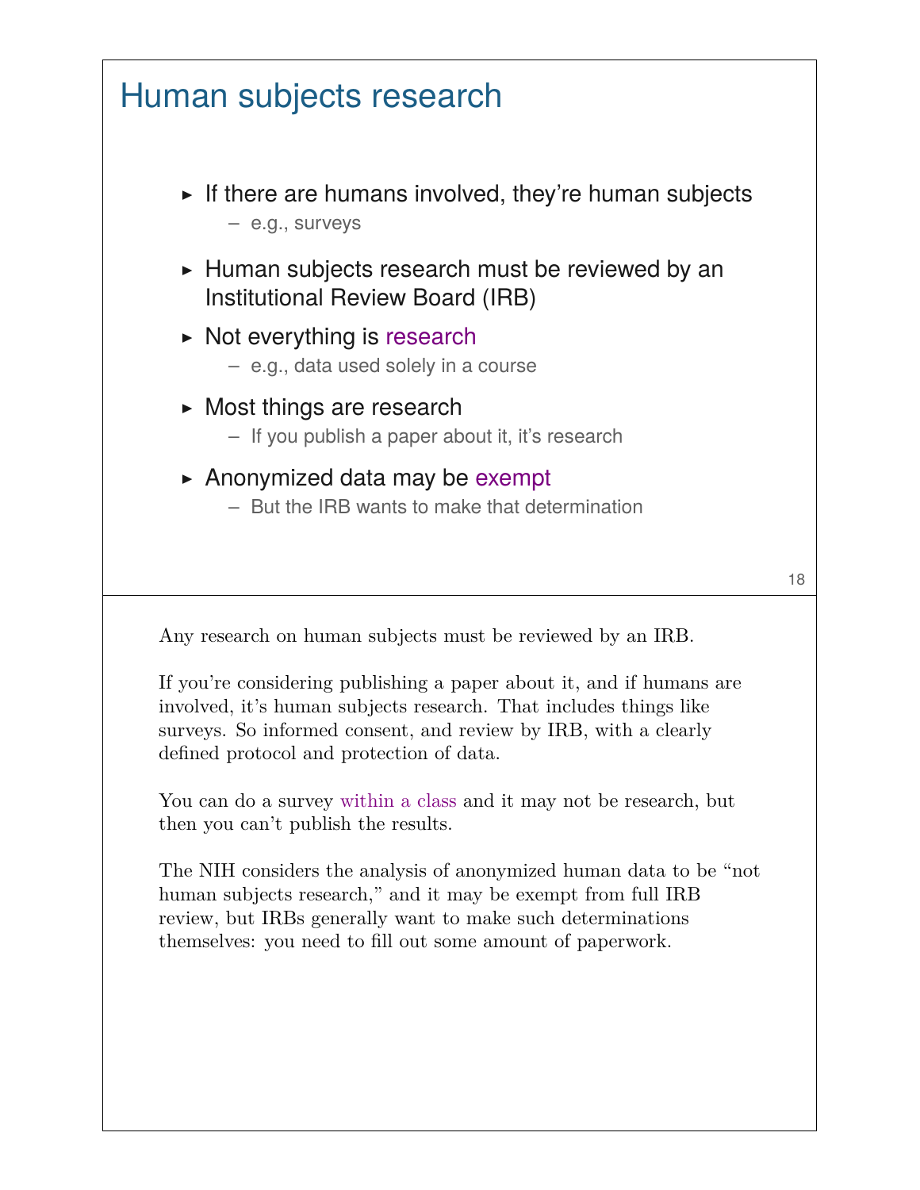## Human subjects research

- If there are humans involved, they're human subjects
  - e.g., surveys
- Human subjects research must be reviewed by an Institutional Review Board (IRB)
- Not everything is research
  - e.g., data used solely in a course
- Most things are research
  - If you publish a paper about it, it's research
- Anonymized data may be exempt
  - But the IRB wants to make that determination

Any research on human subjects must be reviewed by an IRB.

If you're considering publishing a paper about it, and if humans are involved, it's human subjects research. That includes things like surveys. So informed consent, and review by IRB, with a clearly defined protocol and protection of data.

You can do a survey within a class and it may not be research, but then you can't publish the results.

The NIH considers the analysis of anonymized human data to be "not human subjects research," and it may be exempt from full IRB review, but IRBs generally want to make such determinations themselves: you need to fill out some amount of paperwork.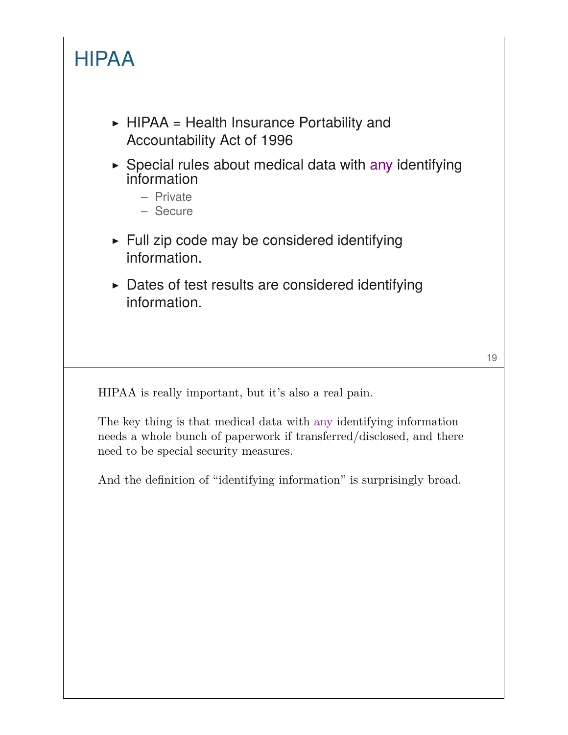# HIPAA

- HIPAA = Health Insurance Portability and Accountability Act of 1996
- Special rules about medical data with any identifying information
  - Private
  - Secure
- Full zip code may be considered identifying information.
- Dates of test results are considered identifying information.

HIPAA is really important, but it's also a real pain.

The key thing is that medical data with any identifying information needs a whole bunch of paperwork if transferred/disclosed, and there need to be special security measures.

And the definition of "identifying information" is surprisingly broad.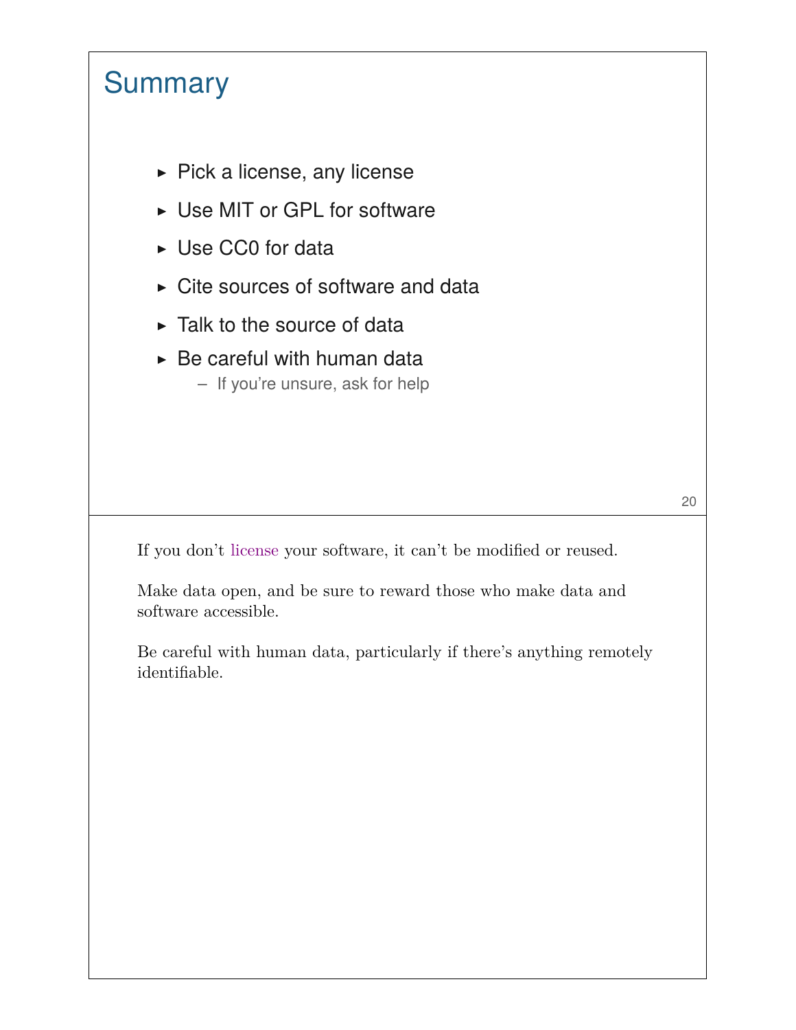## Summary

- Pick a license, any license
- Use MIT or GPL for software
- Use CC0 for data
- Cite sources of software and data
- Talk to the source of data
- Be careful with human data
  - If you're unsure, ask for help

If you don't license your software, it can't be modified or reused.

Make data open, and be sure to reward those who make data and software accessible.

Be careful with human data, particularly if there's anything remotely identifiable.